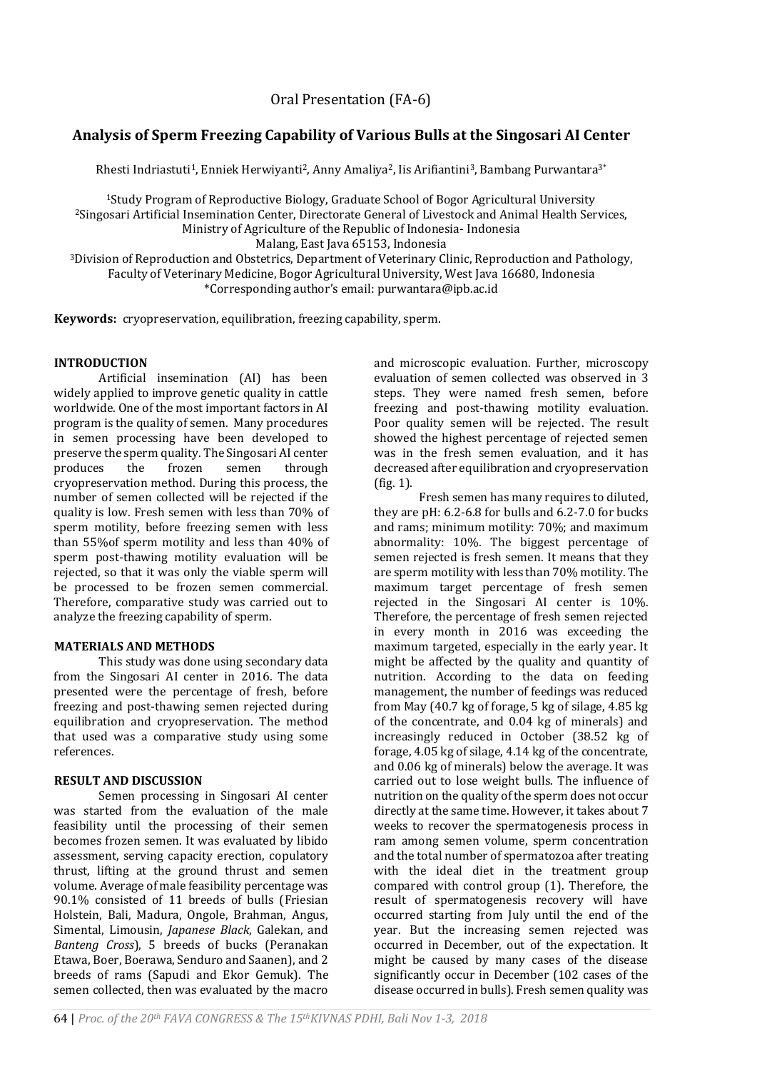Oral Presentation (FA-6)

# Analysis of Sperm Freezing Capability of Various Bulls at the Singosari AI Center

Rhesti Indriastuti[1], Enniek Herwiyanti[2], Anny Amaliya[2], Iis Arifiantini[3], Bambang Purwantara[3*]

[1]Study Program of Reproductive Biology, Graduate School of Bogor Agricultural University
[2]Singosari Artificial Insemination Center, Directorate General of Livestock and Animal Health Services, Ministry of Agriculture of the Republic of Indonesia- Indonesia
Malang, East Java 65153, Indonesia
[3]Division of Reproduction and Obstetrics, Department of Veterinary Clinic, Reproduction and Pathology, Faculty of Veterinary Medicine, Bogor Agricultural University, West Java 16680, Indonesia
*Corresponding author's email: purwantara@ipb.ac.id

**Keywords:** cryopreservation, equilibration, freezing capability, sperm.

## INTRODUCTION

Artificial insemination (AI) has been widely applied to improve genetic quality in cattle worldwide. One of the most important factors in AI program is the quality of semen. Many procedures in semen processing have been developed to preserve the sperm quality. The Singosari AI center produces the frozen semen through cryopreservation method. During this process, the number of semen collected will be rejected if the quality is low. Fresh semen with less than 70% of sperm motility, before freezing semen with less than 55%of sperm motility and less than 40% of sperm post-thawing motility evaluation will be rejected, so that it was only the viable sperm will be processed to be frozen semen commercial. Therefore, comparative study was carried out to analyze the freezing capability of sperm.

## MATERIALS AND METHODS

This study was done using secondary data from the Singosari AI center in 2016. The data presented were the percentage of fresh, before freezing and post-thawing semen rejected during equilibration and cryopreservation. The method that used was a comparative study using some references.

## RESULT AND DISCUSSION

Semen processing in Singosari AI center was started from the evaluation of the male feasibility until the processing of their semen becomes frozen semen. It was evaluated by libido assessment, serving capacity erection, copulatory thrust, lifting at the ground thrust and semen volume. Average of male feasibility percentage was 90.1% consisted of 11 breeds of bulls (Friesian Holstein, Bali, Madura, Ongole, Brahman, Angus, Simental, Limousin, *Japanese Black*, Galekan, and *Banteng Cross*), 5 breeds of bucks (Peranakan Etawa, Boer, Boerawa, Senduro and Saanen), and 2 breeds of rams (Sapudi and Ekor Gemuk). The semen collected, then was evaluated by the macro and microscopic evaluation. Further, microscopy evaluation of semen collected was observed in 3 steps. They were named fresh semen, before freezing and post-thawing motility evaluation. Poor quality semen will be rejected. The result showed the highest percentage of rejected semen was in the fresh semen evaluation, and it has decreased after equilibration and cryopreservation (fig. 1).

Fresh semen has many requires to diluted, they are pH: 6.2-6.8 for bulls and 6.2-7.0 for bucks and rams; minimum motility: 70%; and maximum abnormality: 10%. The biggest percentage of semen rejected is fresh semen. It means that they are sperm motility with less than 70% motility. The maximum target percentage of fresh semen rejected in the Singosari AI center is 10%. Therefore, the percentage of fresh semen rejected in every month in 2016 was exceeding the maximum targeted, especially in the early year. It might be affected by the quality and quantity of nutrition. According to the data on feeding management, the number of feedings was reduced from May (40.7 kg of forage, 5 kg of silage, 4.85 kg of the concentrate, and 0.04 kg of minerals) and increasingly reduced in October (38.52 kg of forage, 4.05 kg of silage, 4.14 kg of the concentrate, and 0.06 kg of minerals) below the average. It was carried out to lose weight bulls. The influence of nutrition on the quality of the sperm does not occur directly at the same time. However, it takes about 7 weeks to recover the spermatogenesis process in ram among semen volume, sperm concentration and the total number of spermatozoa after treating with the ideal diet in the treatment group compared with control group (1). Therefore, the result of spermatogenesis recovery will have occurred starting from July until the end of the year. But the increasing semen rejected was occurred in December, out of the expectation. It might be caused by many cases of the disease significantly occur in December (102 cases of the disease occurred in bulls). Fresh semen quality was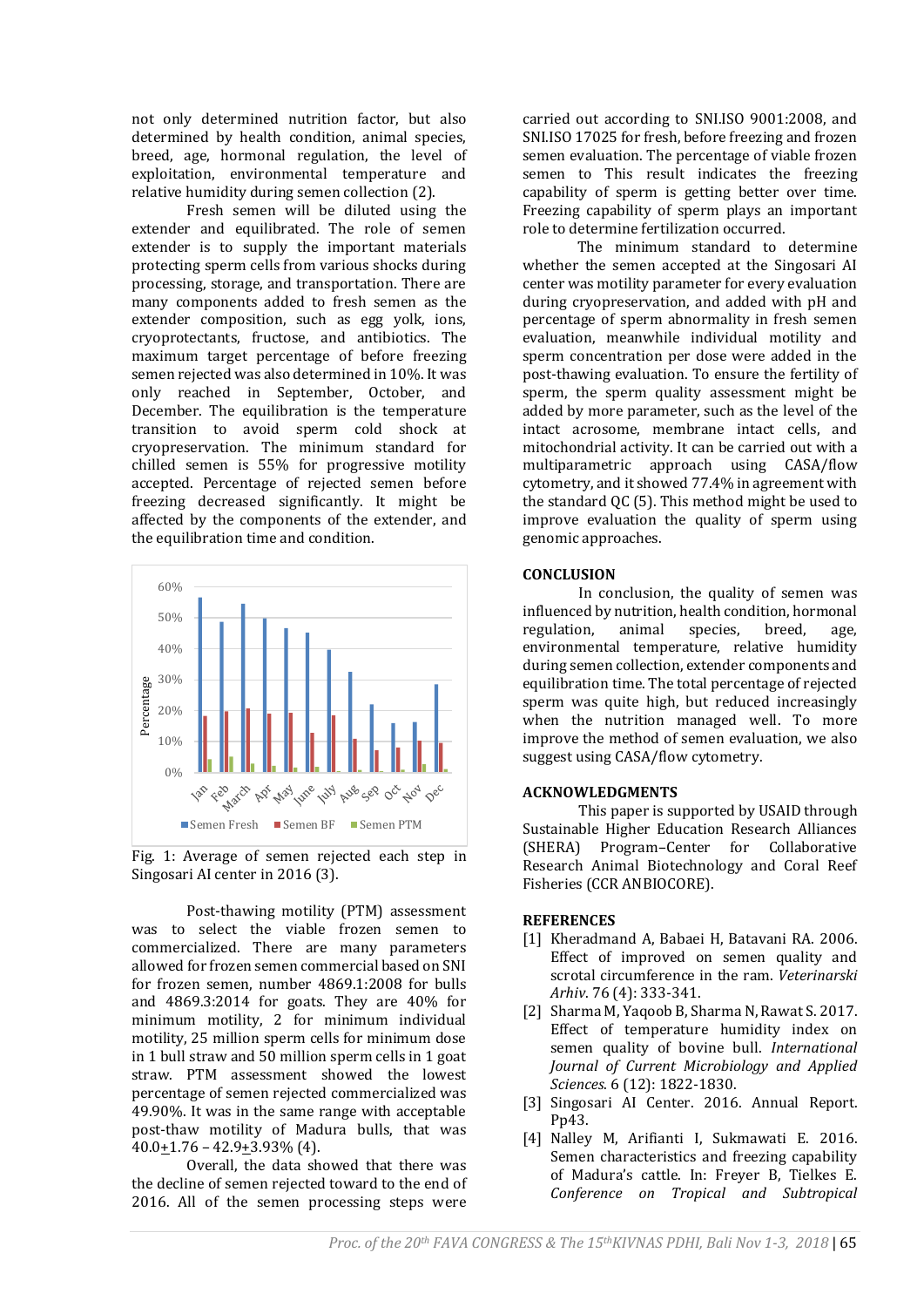not only determined nutrition factor, but also determined by health condition, animal species, breed, age, hormonal regulation, the level of exploitation, environmental temperature and relative humidity during semen collection (2).

Fresh semen will be diluted using the extender and equilibrated. The role of semen extender is to supply the important materials protecting sperm cells from various shocks during processing, storage, and transportation. There are many components added to fresh semen as the extender composition, such as egg yolk, ions, cryoprotectants, fructose, and antibiotics. The maximum target percentage of before freezing semen rejected was also determined in 10%. It was only reached in September, October, and December. The equilibration is the temperature transition to avoid sperm cold shock at cryopreservation. The minimum standard for chilled semen is 55% for progressive motility accepted. Percentage of rejected semen before freezing decreased significantly. It might be affected by the components of the extender, and the equilibration time and condition.

Fig. 1: Average of semen rejected each step in Singosari AI center in 2016 (3).

Post-thawing motility (PTM) assessment was to select the viable frozen semen to commercialized. There are many parameters allowed for frozen semen commercial based on SNI for frozen semen, number 4869.1:2008 for bulls and 4869.3:2014 for goats. They are 40% for minimum motility, 2 for minimum individual motility, 25 million sperm cells for minimum dose in 1 bull straw and 50 million sperm cells in 1 goat straw. PTM assessment showed the lowest percentage of semen rejected commercialized was 49.90%. It was in the same range with acceptable post-thaw motility of Madura bulls, that was 40.0±1.76 – 42.9±3.93% (4).

Overall, the data showed that there was the decline of semen rejected toward to the end of 2016. All of the semen processing steps were carried out according to SNI.ISO 9001:2008, and SNI.ISO 17025 for fresh, before freezing and frozen semen evaluation. The percentage of viable frozen semen to This result indicates the freezing capability of sperm is getting better over time. Freezing capability of sperm plays an important role to determine fertilization occurred.

The minimum standard to determine whether the semen accepted at the Singosari AI center was motility parameter for every evaluation during cryopreservation, and added with pH and percentage of sperm abnormality in fresh semen evaluation, meanwhile individual motility and sperm concentration per dose were added in the post-thawing evaluation. To ensure the fertility of sperm, the sperm quality assessment might be added by more parameter, such as the level of the intact acrosome, membrane intact cells, and mitochondrial activity. It can be carried out with a multiparametric approach using CASA/flow cytometry, and it showed 77.4% in agreement with the standard QC (5). This method might be used to improve evaluation the quality of sperm using genomic approaches.

## CONCLUSION

In conclusion, the quality of semen was influenced by nutrition, health condition, hormonal regulation, animal species, breed, age, environmental temperature, relative humidity during semen collection, extender components and equilibration time. The total percentage of rejected sperm was quite high, but reduced increasingly when the nutrition managed well. To more improve the method of semen evaluation, we also suggest using CASA/flow cytometry.

## ACKNOWLEDGMENTS

This paper is supported by USAID through Sustainable Higher Education Research Alliances (SHERA) Program–Center for Collaborative Research Animal Biotechnology and Coral Reef Fisheries (CCR ANBIOCORE).

## REFERENCES

[1] Kheradmand A, Babaei H, Batavani RA. 2006. Effect of improved on semen quality and scrotal circumference in the ram. *Veterinarski Arhiv.* 76 (4): 333-341.

[2] Sharma M, Yaqoob B, Sharma N, Rawat S. 2017. Effect of temperature humidity index on semen quality of bovine bull. *International Journal of Current Microbiology and Applied Sciences.* 6 (12): 1822-1830.

[3] Singosari AI Center. 2016. Annual Report. Pp43.

[4] Nalley M, Arifianti I, Sukmawati E. 2016. Semen characteristics and freezing capability of Madura's cattle. In: Freyer B, Tielkes E. *Conference on Tropical and Subtropical*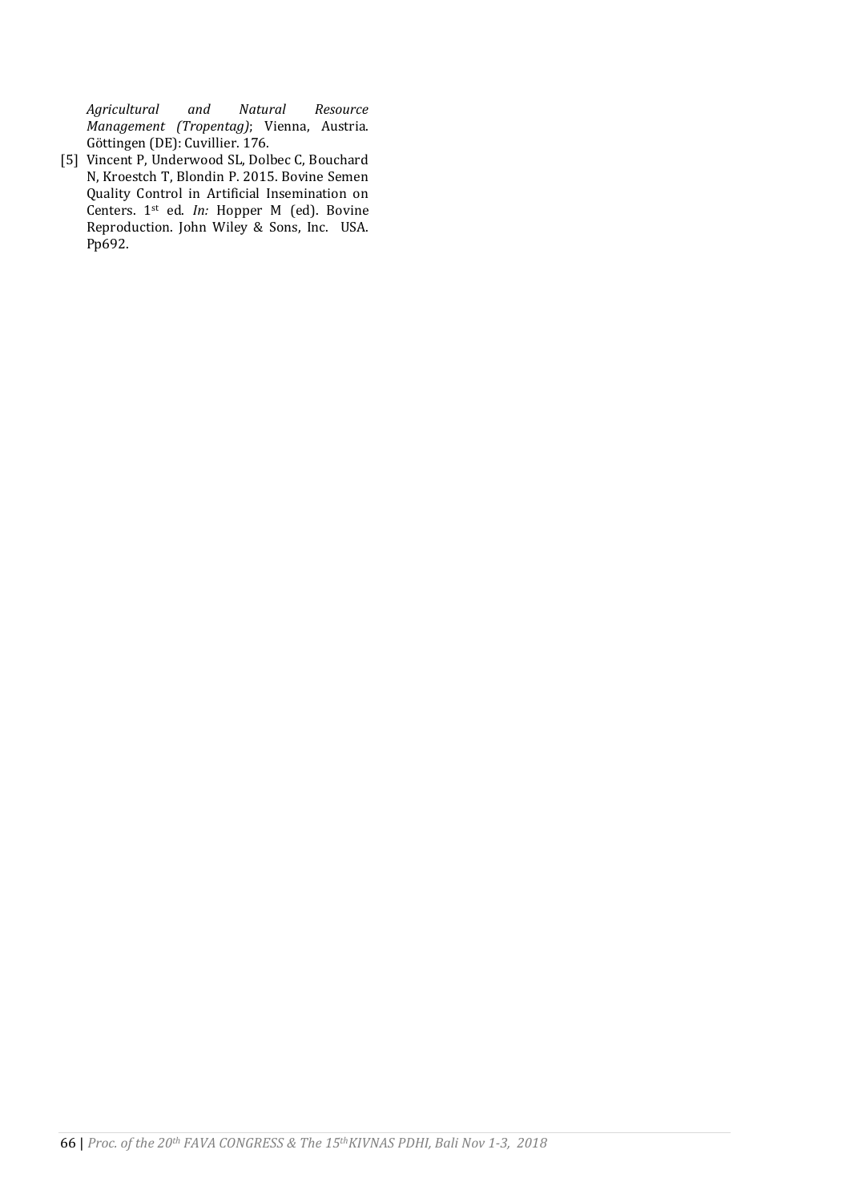*Agricultural and Natural Resource Management (Tropentag)*; Vienna, Austria. Göttingen (DE): Cuvillier. 176.

[5] Vincent P, Underwood SL, Dolbec C, Bouchard N, Kroestch T, Blondin P. 2015. Bovine Semen Quality Control in Artificial Insemination on Centers. 1st ed. *In:* Hopper M (ed). Bovine Reproduction. John Wiley & Sons, Inc. USA. Pp692.